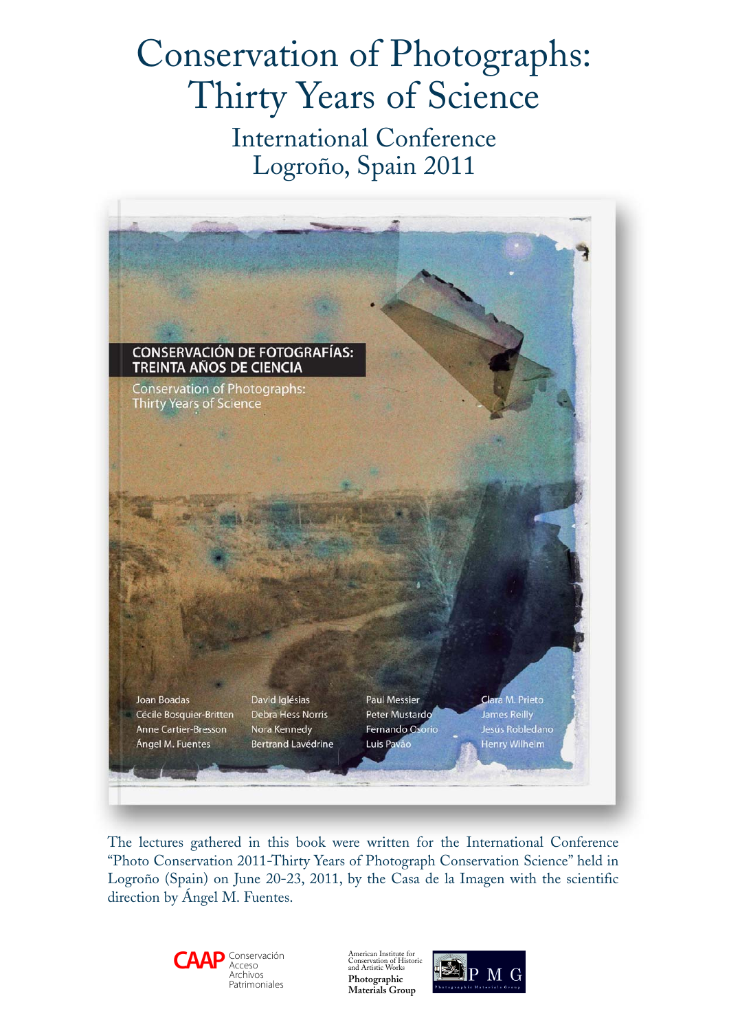# Conservation of Photographs: Thirty Years of Science

## International Conference
## Logroño, Spain 2011

**CONSERVACIÓN DE FOTOGRAFÍAS: TREINTA AÑOS DE CIENCIA**

Conservation of Photographs: Thirty Years of Science

Joan Boadas
Cécile Bosquier-Britten
Anne Cartier-Bresson
Ángel M. Fuentes
David Iglésias
Debra Hess Norris
Nora Kennedy
Bertrand Lavédrine
Paul Messier
Peter Mustardo
Fernando Osorio
Luis Pavão
Clara M. Prieto
James Reilly
Jesús Robledano
Henry Wilhelm

The lectures gathered in this book were written for the International Conference "Photo Conservation 2011-Thirty Years of Photograph Conservation Science" held in Logroño (Spain) on June 20-23, 2011, by the Casa de la Imagen with the scientific direction by Ángel M. Fuentes.

CAAP Conservación Acceso Archivos Patrimoniales

American Institute for Conservation of Historic and Artistic Works
**Photographic Materials Group**

PMG Photographic Materials Group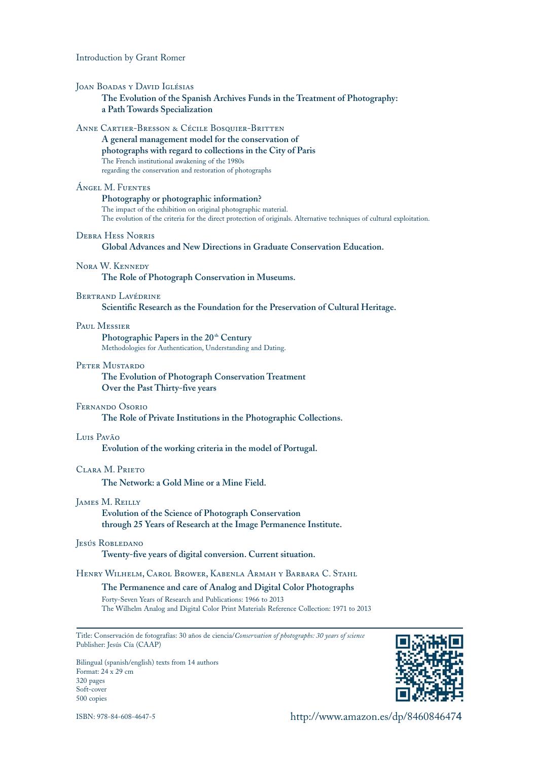Introduction by Grant Romer

Joan Boadas y David Iglésias

**The Evolution of the Spanish Archives Funds in the Treatment of Photography: a Path Towards Specialization**

Anne Cartier-Bresson & Cécile Bosquier-Britten

**A general management model for the conservation of photographs with regard to collections in the City of Paris**

The French institutional awakening of the 1980s regarding the conservation and restoration of photographs

Ángel M. Fuentes

**Photography or photographic information?**

The impact of the exhibition on original photographic material.
The evolution of the criteria for the direct protection of originals. Alternative techniques of cultural exploitation.

Debra Hess Norris

**Global Advances and New Directions in Graduate Conservation Education.**

Nora W. Kennedy

**The Role of Photograph Conservation in Museums.**

Bertrand Lavédrine

**Scientific Research as the Foundation for the Preservation of Cultural Heritage.**

Paul Messier

**Photographic Papers in the 20th Century**

Methodologies for Authentication, Understanding and Dating.

Peter Mustardo

**The Evolution of Photograph Conservation Treatment Over the Past Thirty-five years**

Fernando Osorio

**The Role of Private Institutions in the Photographic Collections.**

Luis Pavão

**Evolution of the working criteria in the model of Portugal.**

Clara M. Prieto

**The Network: a Gold Mine or a Mine Field.**

James M. Reilly

**Evolution of the Science of Photograph Conservation through 25 Years of Research at the Image Permanence Institute.**

Jesús Robledano

**Twenty-five years of digital conversion. Current situation.**

Henry Wilhelm, Carol Brower, Kabenla Armah y Barbara C. Stahl

**The Permanence and care of Analog and Digital Color Photographs**

Forty-Seven Years of Research and Publications: 1966 to 2013
The Wilhelm Analog and Digital Color Print Materials Reference Collection: 1971 to 2013

---

Title: Conservación de fotografías: 30 años de ciencia/*Conservation of photographs: 30 years of science*
Publisher: Jesús Cía (CAAP)

Bilingual (spanish/english) texts from 14 authors
Format: 24 x 29 cm
320 pages
Soft-cover
500 copies

ISBN: 978-84-608-4647-5

http://www.amazon.es/dp/8460846474